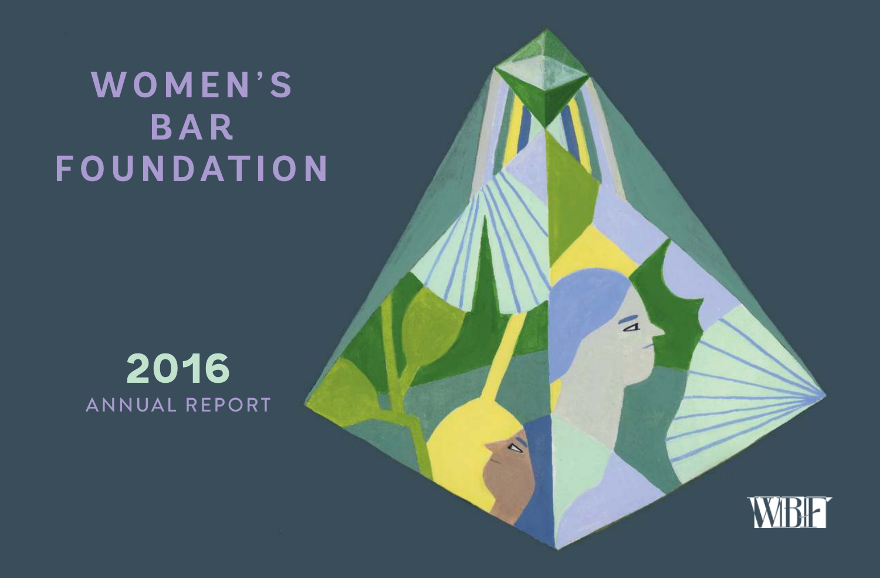# WOMEN'S BAR FOUNDATION

## 2016

ANNUAL REPORT

WBF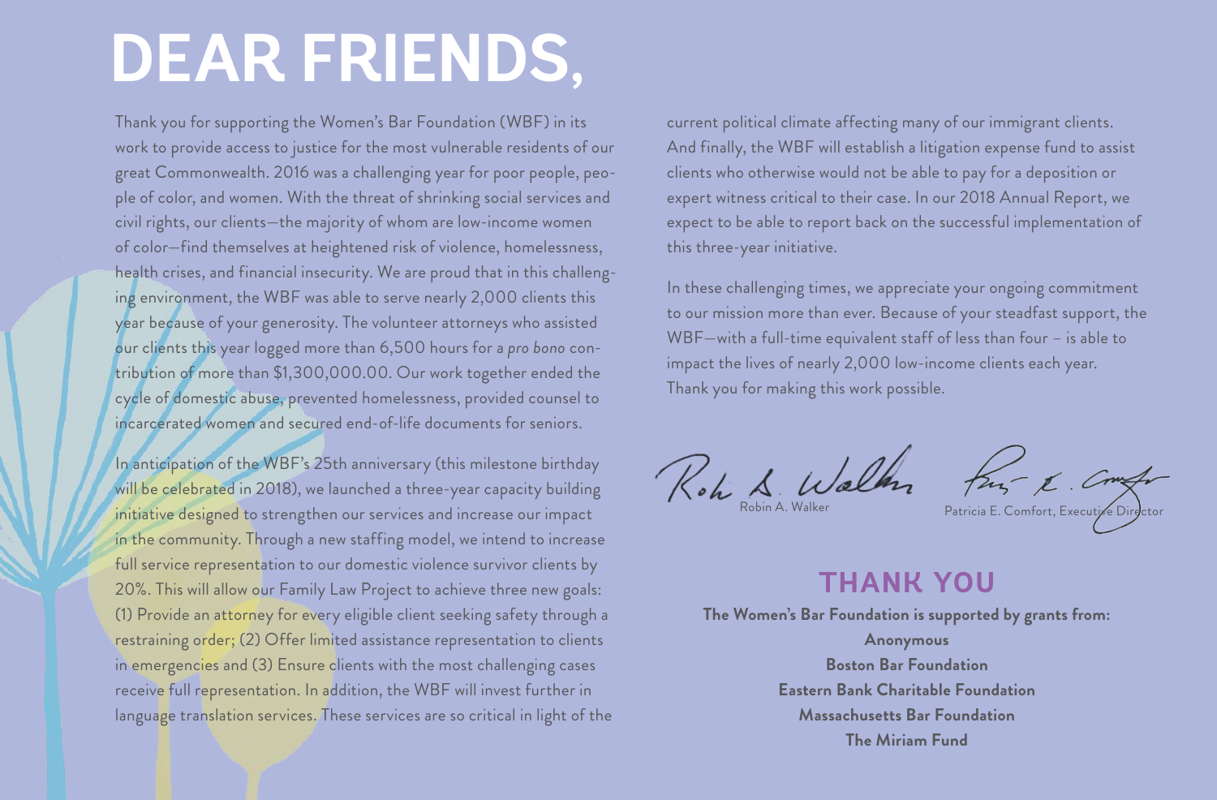# DEAR FRIENDS,

Thank you for supporting the Women's Bar Foundation (WBF) in its work to provide access to justice for the most vulnerable residents of our great Commonwealth. 2016 was a challenging year for poor people, people of color, and women. With the threat of shrinking social services and civil rights, our clients—the majority of whom are low-income women of color—find themselves at heightened risk of violence, homelessness, health crises, and financial insecurity. We are proud that in this challenging environment, the WBF was able to serve nearly 2,000 clients this year because of your generosity. The volunteer attorneys who assisted our clients this year logged more than 6,500 hours for a *pro bono* contribution of more than $1,300,000.00. Our work together ended the cycle of domestic abuse, prevented homelessness, provided counsel to incarcerated women and secured end-of-life documents for seniors.

In anticipation of the WBF's 25th anniversary (this milestone birthday will be celebrated in 2018), we launched a three-year capacity building initiative designed to strengthen our services and increase our impact in the community. Through a new staffing model, we intend to increase full service representation to our domestic violence survivor clients by 20%. This will allow our Family Law Project to achieve three new goals: (1) Provide an attorney for every eligible client seeking safety through a restraining order; (2) Offer limited assistance representation to clients in emergencies and (3) Ensure clients with the most challenging cases receive full representation. In addition, the WBF will invest further in language translation services. These services are so critical in light of the current political climate affecting many of our immigrant clients. And finally, the WBF will establish a litigation expense fund to assist clients who otherwise would not be able to pay for a deposition or expert witness critical to their case. In our 2018 Annual Report, we expect to be able to report back on the successful implementation of this three-year initiative.

In these challenging times, we appreciate your ongoing commitment to our mission more than ever. Because of your steadfast support, the WBF—with a full-time equivalent staff of less than four – is able to impact the lives of nearly 2,000 low-income clients each year. Thank you for making this work possible.

Robin A. Walker

Patricia E. Comfort, Executive Director

## THANK YOU

**The Women's Bar Foundation is supported by grants from:**

**Anonymous**

**Boston Bar Foundation**

**Eastern Bank Charitable Foundation**

**Massachusetts Bar Foundation**

**The Miriam Fund**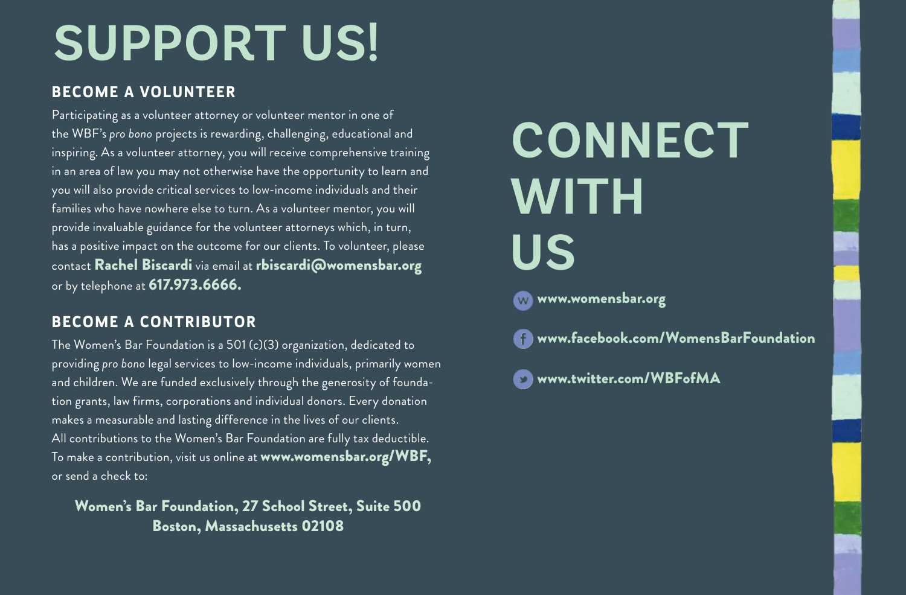# SUPPORT US!

## BECOME A VOLUNTEER

Participating as a volunteer attorney or volunteer mentor in one of the WBF's *pro bono* projects is rewarding, challenging, educational and inspiring. As a volunteer attorney, you will receive comprehensive training in an area of law you may not otherwise have the opportunity to learn and you will also provide critical services to low-income individuals and their families who have nowhere else to turn. As a volunteer mentor, you will provide invaluable guidance for the volunteer attorneys which, in turn, has a positive impact on the outcome for our clients. To volunteer, please contact **Rachel Biscardi** via email at **rbiscardi@womensbar.org** or by telephone at **617.973.6666.**

## BECOME A CONTRIBUTOR

The Women's Bar Foundation is a 501 (c)(3) organization, dedicated to providing *pro bono* legal services to low-income individuals, primarily women and children. We are funded exclusively through the generosity of foundation grants, law firms, corporations and individual donors. Every donation makes a measurable and lasting difference in the lives of our clients. All contributions to the Women's Bar Foundation are fully tax deductible. To make a contribution, visit us online at **www.womensbar.org/WBF,** or send a check to:

**Women's Bar Foundation, 27 School Street, Suite 500**
**Boston, Massachusetts 02108**

# CONNECT WITH US

**www.womensbar.org**

**www.facebook.com/WomensBarFoundation**

**www.twitter.com/WBFofMA**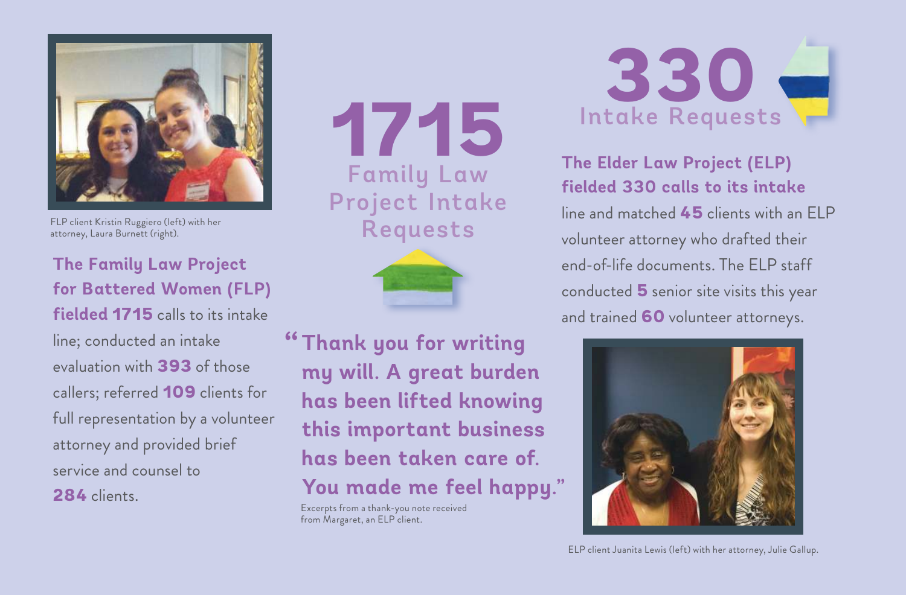FLP client Kristin Ruggiero (left) with her attorney, Laura Burnett (right).

**The Family Law Project for Battered Women (FLP) fielded 1715** calls to its intake line; conducted an intake evaluation with **393** of those callers; referred **109** clients for full representation by a volunteer attorney and provided brief service and counsel to **284** clients.

# 1715

## Family Law Project Intake Requests

> **"Thank you for writing my will. A great burden has been lifted knowing this important business has been taken care of. You made me feel happy."**

Excerpts from a thank-you note received from Margaret, an ELP client.

# 330

## Intake Requests

**The Elder Law Project (ELP) fielded 330 calls to its intake** line and matched **45** clients with an ELP volunteer attorney who drafted their end-of-life documents. The ELP staff conducted **5** senior site visits this year and trained **60** volunteer attorneys.

ELP client Juanita Lewis (left) with her attorney, Julie Gallup.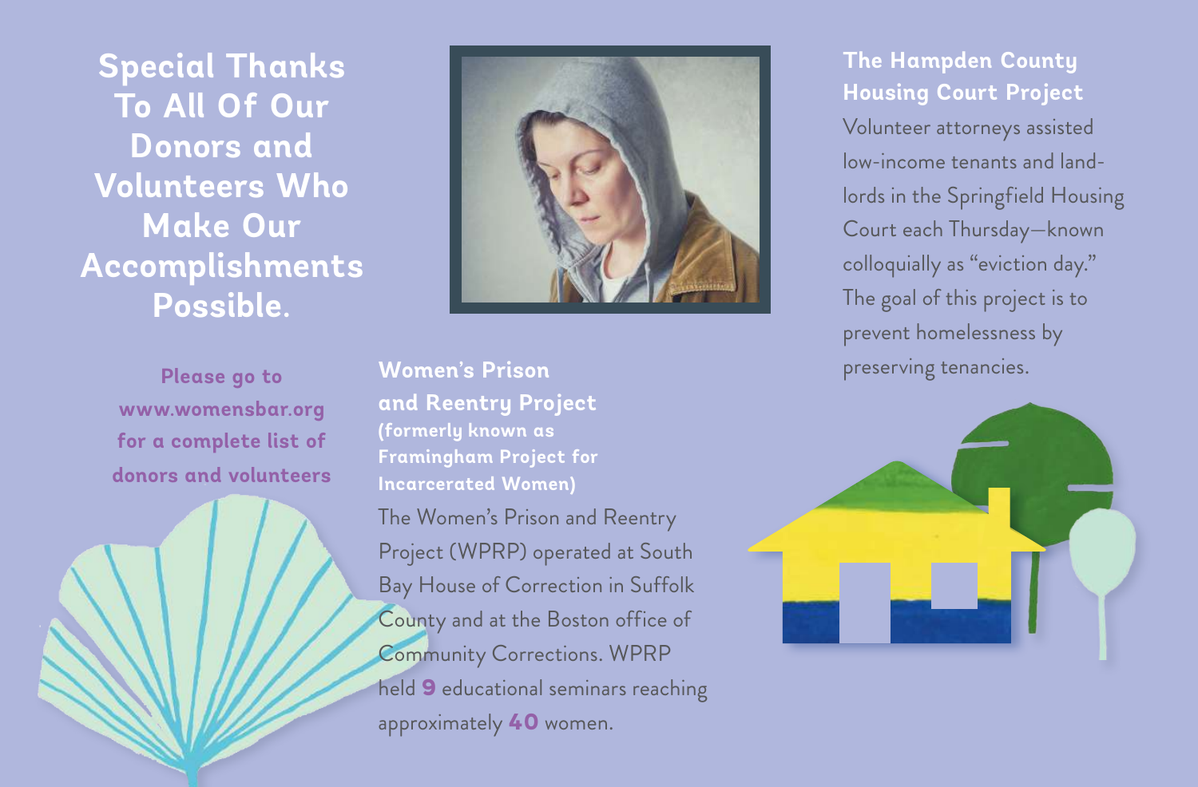## Special Thanks To All Of Our Donors and Volunteers Who Make Our Accomplishments Possible.

**Please go to www.womensbar.org for a complete list of donors and volunteers**

### Women's Prison and Reentry Project

**(formerly known as Framingham Project for Incarcerated Women)**

The Women's Prison and Reentry Project (WPRP) operated at South Bay House of Correction in Suffolk County and at the Boston office of Community Corrections. WPRP held **9** educational seminars reaching approximately **40** women.

### The Hampden County Housing Court Project

Volunteer attorneys assisted low-income tenants and landlords in the Springfield Housing Court each Thursday—known colloquially as "eviction day." The goal of this project is to prevent homelessness by preserving tenancies.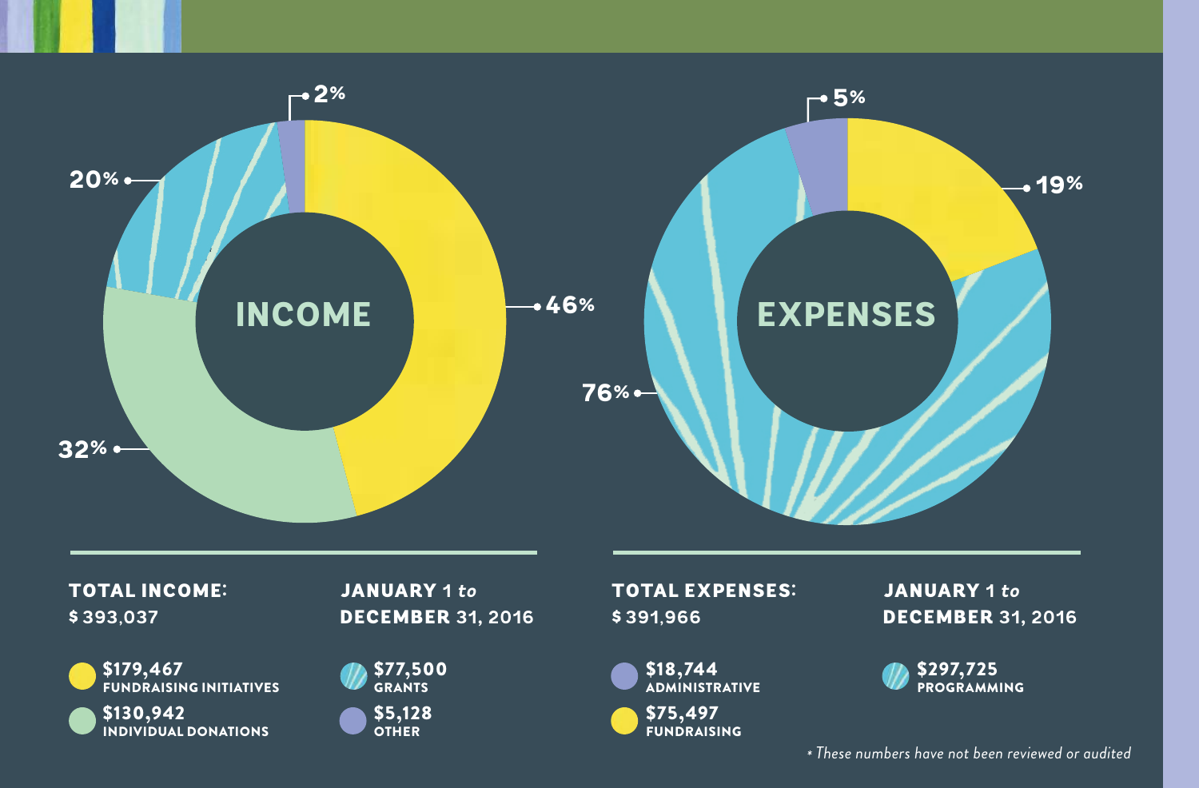## INCOME

- 46%
- 32%
- 20%
- 2%

**TOTAL INCOME:** $ 393,037

**JANUARY 1 *to* DECEMBER 31, 2016**

- **$179,467** FUNDRAISING INITIATIVES
- **$130,942** INDIVIDUAL DONATIONS
- **$77,500** GRANTS
- **$5,128** OTHER

## EXPENSES

- 76%
- 19%
- 5%

**TOTAL EXPENSES:** $ 391,966

**JANUARY 1 *to* DECEMBER 31, 2016**

- **$18,744** ADMINISTRATIVE
- **$75,497** FUNDRAISING
- **$297,725** PROGRAMMING

*\* These numbers have not been reviewed or audited*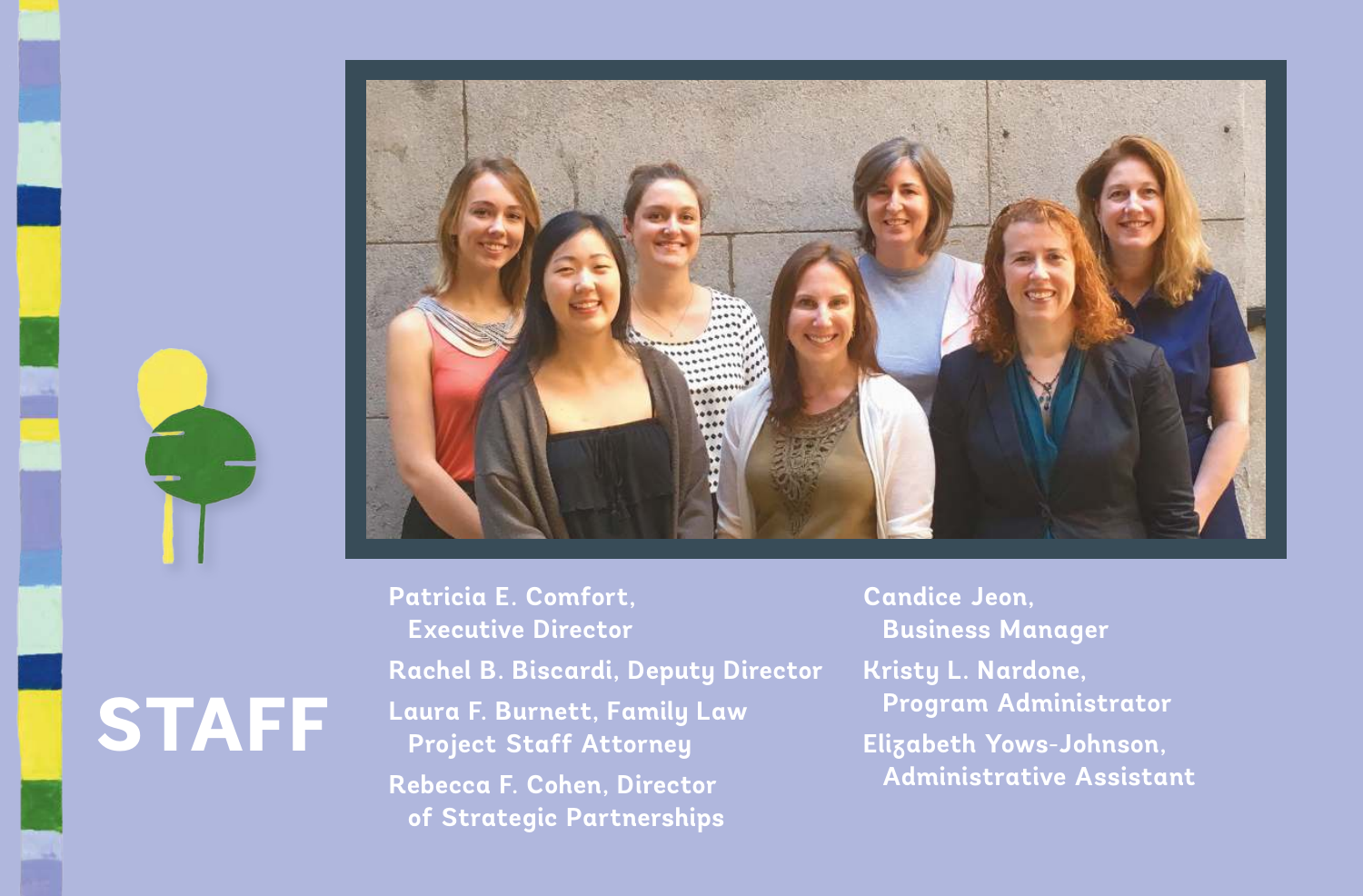# STAFF

Patricia E. Comfort, Executive Director

Rachel B. Biscardi, Deputy Director

Laura F. Burnett, Family Law Project Staff Attorney

Rebecca F. Cohen, Director of Strategic Partnerships

Candice Jeon, Business Manager

Kristy L. Nardone, Program Administrator

Elizabeth Yows-Johnson, Administrative Assistant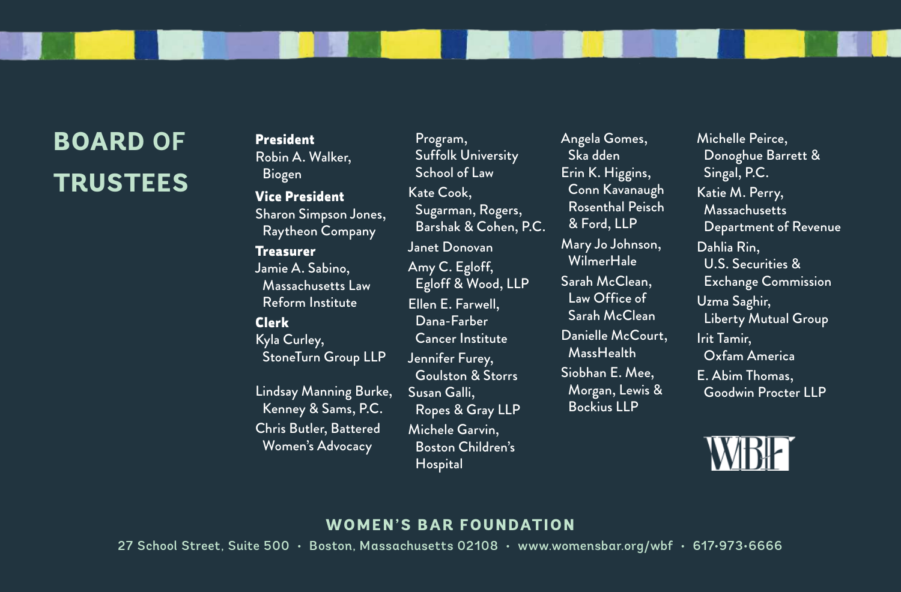# BOARD OF TRUSTEES

**President**
Robin A. Walker, Biogen

**Vice President**
Sharon Simpson Jones, Raytheon Company

**Treasurer**
Jamie A. Sabino, Massachusetts Law Reform Institute

**Clerk**
Kyla Curley, StoneTurn Group LLP

Lindsay Manning Burke, Kenney & Sams, P.C.

Chris Butler, Battered Women's Advocacy Program, Suffolk University School of Law

Kate Cook, Sugarman, Rogers, Barshak & Cohen, P.C.

Janet Donovan

Amy C. Egloff, Egloff & Wood, LLP

Ellen E. Farwell, Dana-Farber Cancer Institute

Jennifer Furey, Goulston & Storrs

Susan Galli, Ropes & Gray LLP

Michele Garvin, Boston Children's Hospital

Angela Gomes, Ska dden

Erin K. Higgins, Conn Kavanaugh Rosenthal Peisch & Ford, LLP

Mary Jo Johnson, WilmerHale

Sarah McClean, Law Office of Sarah McClean

Danielle McCourt, MassHealth

Siobhan E. Mee, Morgan, Lewis & Bockius LLP

Michelle Peirce, Donoghue Barrett & Singal, P.C.

Katie M. Perry, Massachusetts Department of Revenue

Dahlia Rin, U.S. Securities & Exchange Commission

Uzma Saghir, Liberty Mutual Group

Irit Tamir, Oxfam America

E. Abim Thomas, Goodwin Procter LLP

WBF

**WOMEN'S BAR FOUNDATION**

27 School Street, Suite 500 · Boston, Massachusetts 02108 · www.womensbar.org/wbf · 617·973·6666